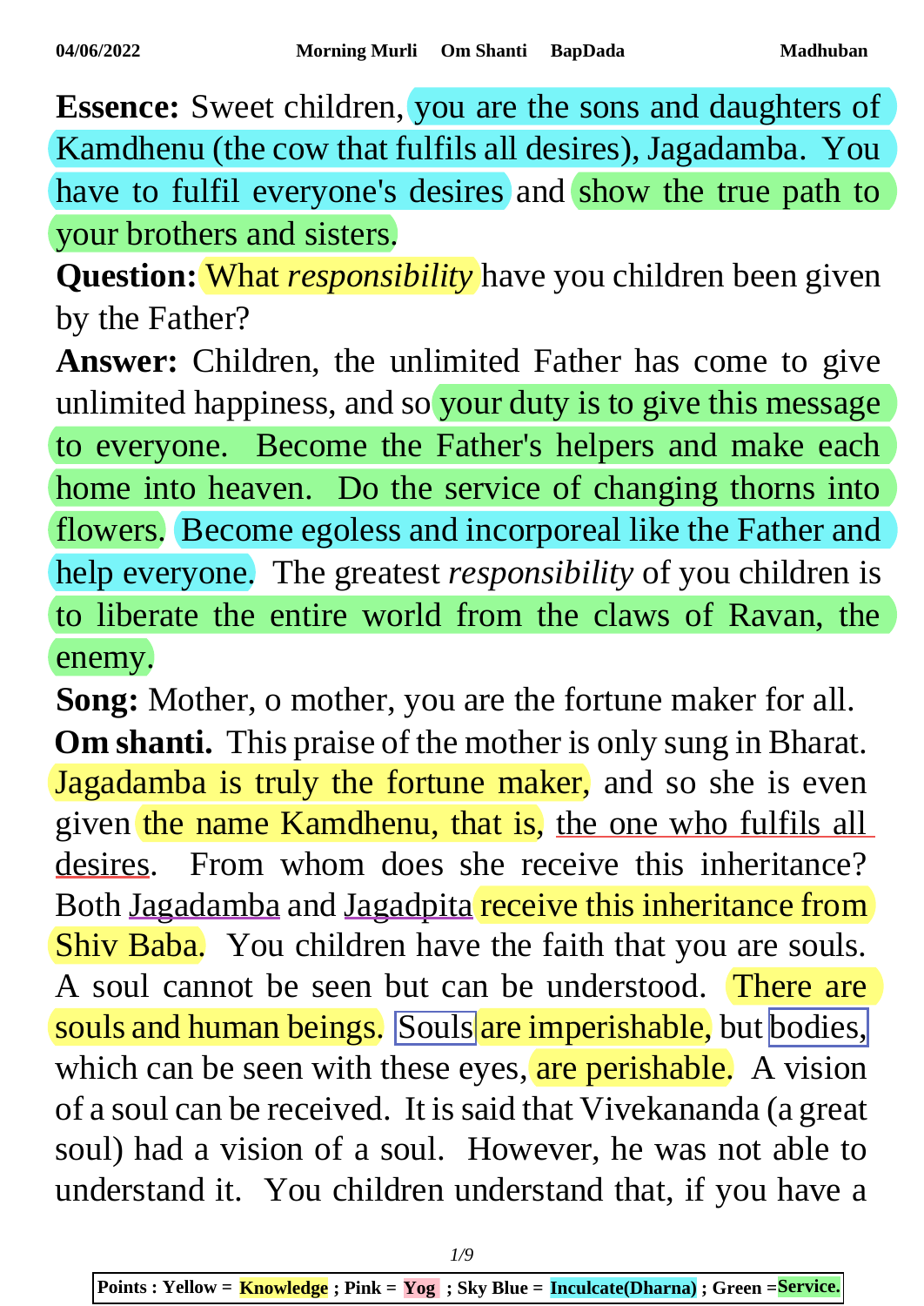**Essence:** Sweet children, you are the sons and daughters of Kamdhenu (the cow that fulfils all desires), Jagadamba. You have to fulfil everyone's desires and show the true path to your brothers and sisters.

**Question:** What *responsibility* have you children been given by the Father?

**Answer:** Children, the unlimited Father has come to give unlimited happiness, and so your duty is to give this message to everyone. Become the Father's helpers and make each home into heaven. Do the service of changing thorns into flowers. Become egoless and incorporeal like the Father and help everyone. The greatest *responsibility* of you children is to liberate the entire world from the claws of Ravan, the enemy.

**Song:** Mother, o mother, you are the fortune maker for all.

**Om shanti.** This praise of the mother is only sung in Bharat. Jagadamba is truly the fortune maker, and so she is even given the name Kamdhenu, that is, the one who fulfils all desires. From whom does she receive this inheritance? Both Jagadamba and Jagadpita receive this inheritance from Shiv Baba. You children have the faith that you are souls. A soul cannot be seen but can be understood. There are souls and human beings. Souls are imperishable, but bodies, which can be seen with these eyes, are perishable. A vision of a soul can be received. It is said that Vivekananda (a great soul) had a vision of a soul. However, he was not able to understand it. You children understand that, if you have a

Points : Yellow = Knowledge ; Pink = Yog ; Sky Blue = Inculcate(Dharna) ; Green = Service.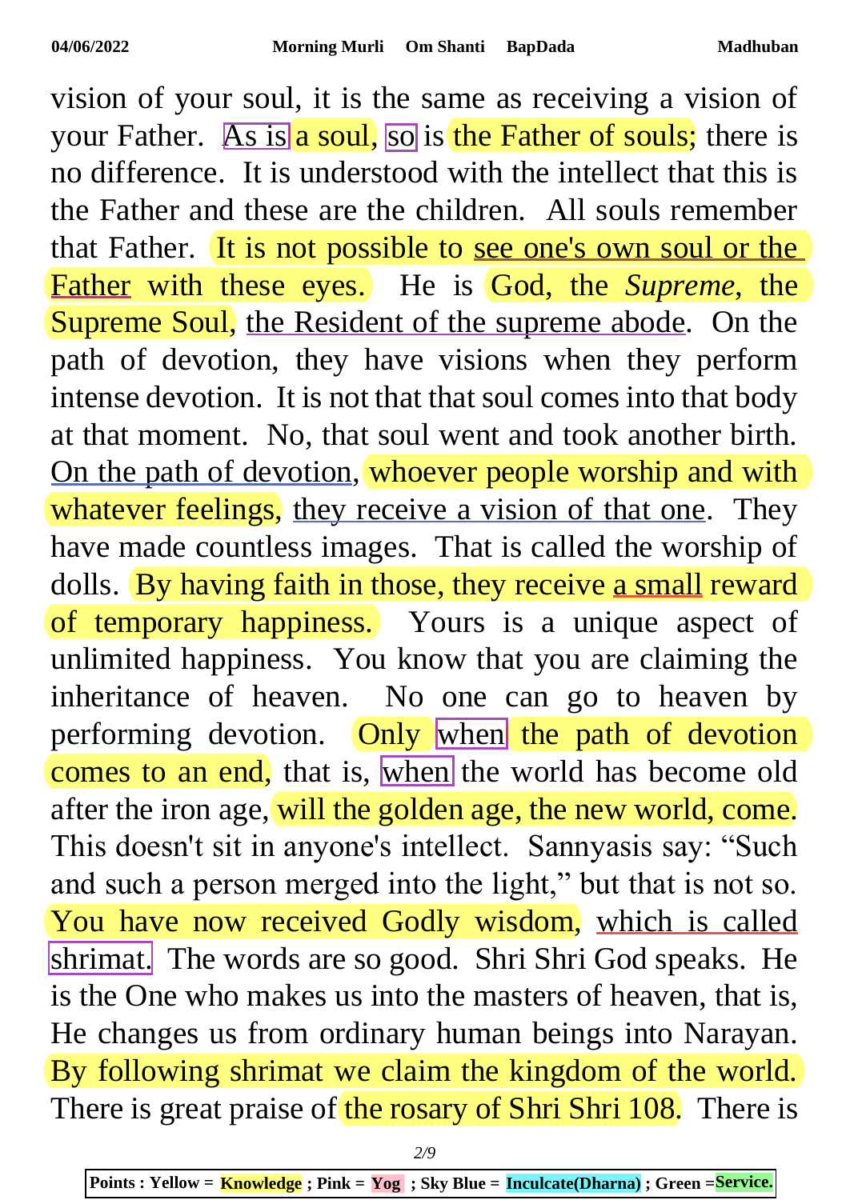vision of your soul, it is the same as receiving a vision of your Father. As is a soul, so is the Father of souls; there is no difference. It is understood with the intellect that this is the Father and these are the children. All souls remember that Father. It is not possible to see one's own soul or the Father with these eyes. He is God, the *Supreme*, the Supreme Soul, the Resident of the supreme abode. On the path of devotion, they have visions when they perform intense devotion. It is not that that soul comes into that body at that moment. No, that soul went and took another birth. On the path of devotion, whoever people worship and with whatever feelings, they receive a vision of that one. They have made countless images. That is called the worship of dolls. By having faith in those, they receive a small reward of temporary happiness. Yours is a unique aspect of unlimited happiness. You know that you are claiming the inheritance of heaven. No one can go to heaven by performing devotion. Only when the path of devotion comes to an end, that is, when the world has become old after the iron age, will the golden age, the new world, come. This doesn't sit in anyone's intellect. Sannyasis say: "Such and such a person merged into the light," but that is not so. You have now received Godly wisdom, which is called shrimat. The words are so good. Shri Shri God speaks. He is the One who makes us into the masters of heaven, that is, He changes us from ordinary human beings into Narayan. By following shrimat we claim the kingdom of the world. There is great praise of the rosary of Shri Shri 108. There is

Points : Yellow = Knowledge ; Pink = Yog ; Sky Blue = Inculcate(Dharna) ; Green = Service.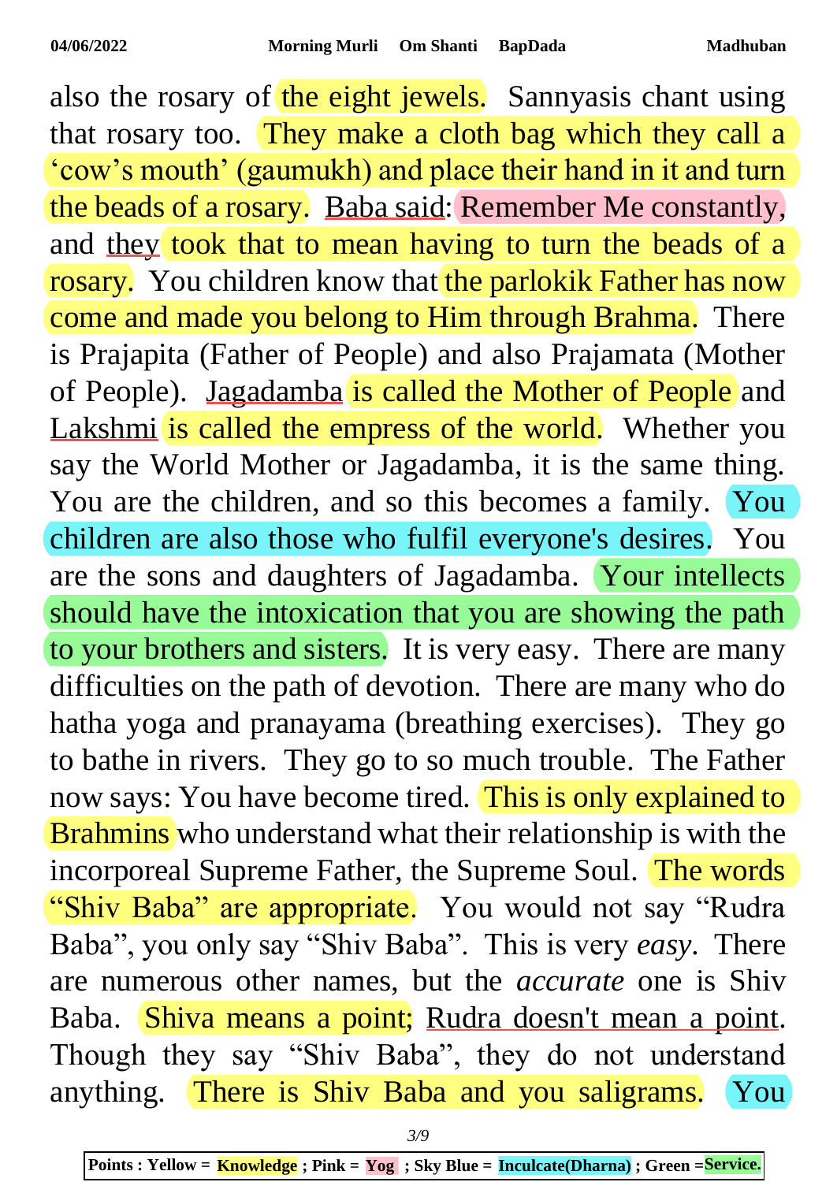also the rosary of the eight jewels. Sannyasis chant using that rosary too. They make a cloth bag which they call a 'cow's mouth' (gaumukh) and place their hand in it and turn the beads of a rosary. Baba said: Remember Me constantly, and they took that to mean having to turn the beads of a rosary. You children know that the parlokik Father has now come and made you belong to Him through Brahma. There is Prajapita (Father of People) and also Prajamata (Mother of People). Jagadamba is called the Mother of People and Lakshmi is called the empress of the world. Whether you say the World Mother or Jagadamba, it is the same thing. You are the children, and so this becomes a family. You children are also those who fulfil everyone's desires. You are the sons and daughters of Jagadamba. Your intellects should have the intoxication that you are showing the path to your brothers and sisters. It is very easy. There are many difficulties on the path of devotion. There are many who do hatha yoga and pranayama (breathing exercises). They go to bathe in rivers. They go to so much trouble. The Father now says: You have become tired. This is only explained to Brahmins who understand what their relationship is with the incorporeal Supreme Father, the Supreme Soul. The words "Shiv Baba" are appropriate. You would not say "Rudra Baba", you only say "Shiv Baba". This is very *easy*. There are numerous other names, but the *accurate* one is Shiv Baba. Shiva means a point; Rudra doesn't mean a point. Though they say "Shiv Baba", they do not understand anything. There is Shiv Baba and you saligrams. You

**Points : Yellow = Knowledge ; Pink = Yog ; Sky Blue = Inculcate(Dharna) ; Green = Service.**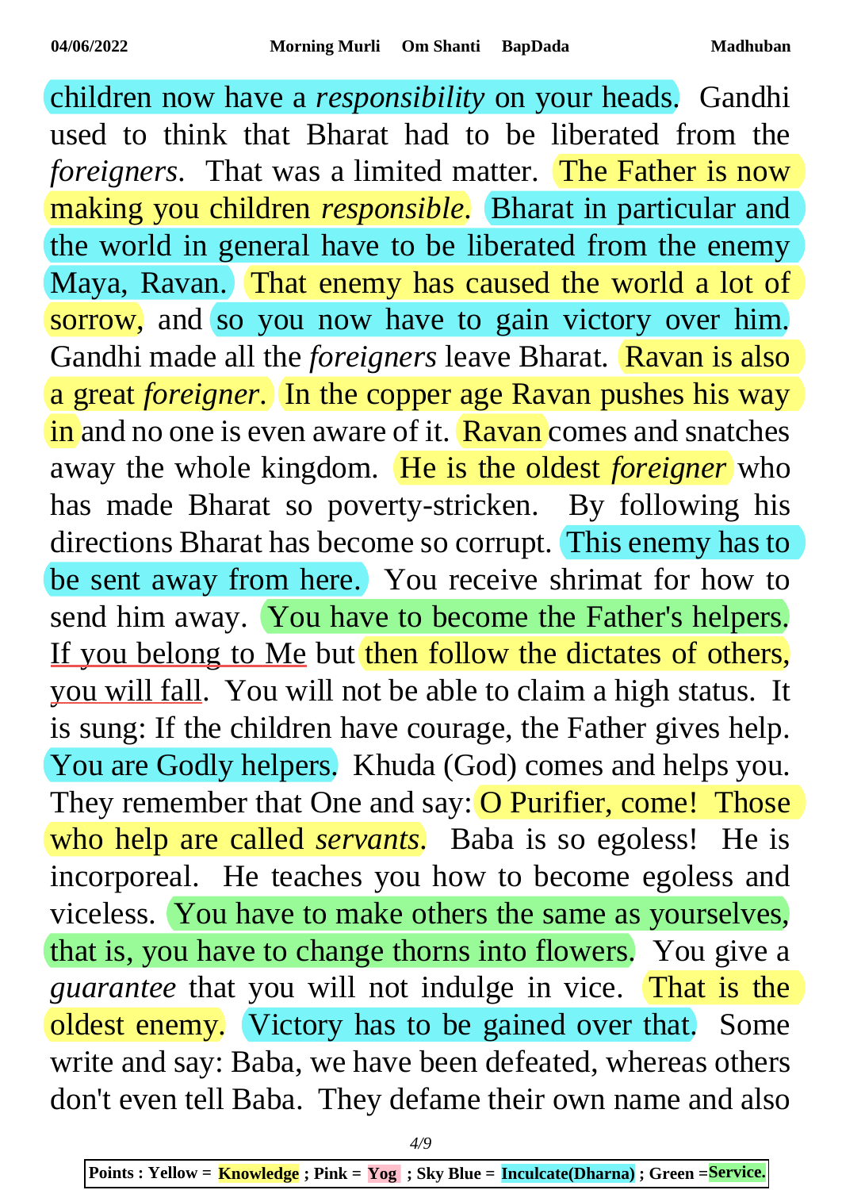children now have a *responsibility* on your heads. Gandhi used to think that Bharat had to be liberated from the *foreigners*. That was a limited matter. The Father is now making you children *responsible*. Bharat in particular and the world in general have to be liberated from the enemy Maya, Ravan. That enemy has caused the world a lot of sorrow, and so you now have to gain victory over him. Gandhi made all the *foreigners* leave Bharat. Ravan is also a great *foreigner*. In the copper age Ravan pushes his way in and no one is even aware of it. Ravan comes and snatches away the whole kingdom. He is the oldest *foreigner* who has made Bharat so poverty-stricken. By following his directions Bharat has become so corrupt. This enemy has to be sent away from here. You receive shrimat for how to send him away. You have to become the Father's helpers. If you belong to Me but then follow the dictates of others, you will fall. You will not be able to claim a high status. It is sung: If the children have courage, the Father gives help. You are Godly helpers. Khuda (God) comes and helps you. They remember that One and say: O Purifier, come! Those who help are called *servants*. Baba is so egoless! He is incorporeal. He teaches you how to become egoless and viceless. You have to make others the same as yourselves, that is, you have to change thorns into flowers. You give a *guarantee* that you will not indulge in vice. That is the oldest enemy. Victory has to be gained over that. Some write and say: Baba, we have been defeated, whereas others don't even tell Baba. They defame their own name and also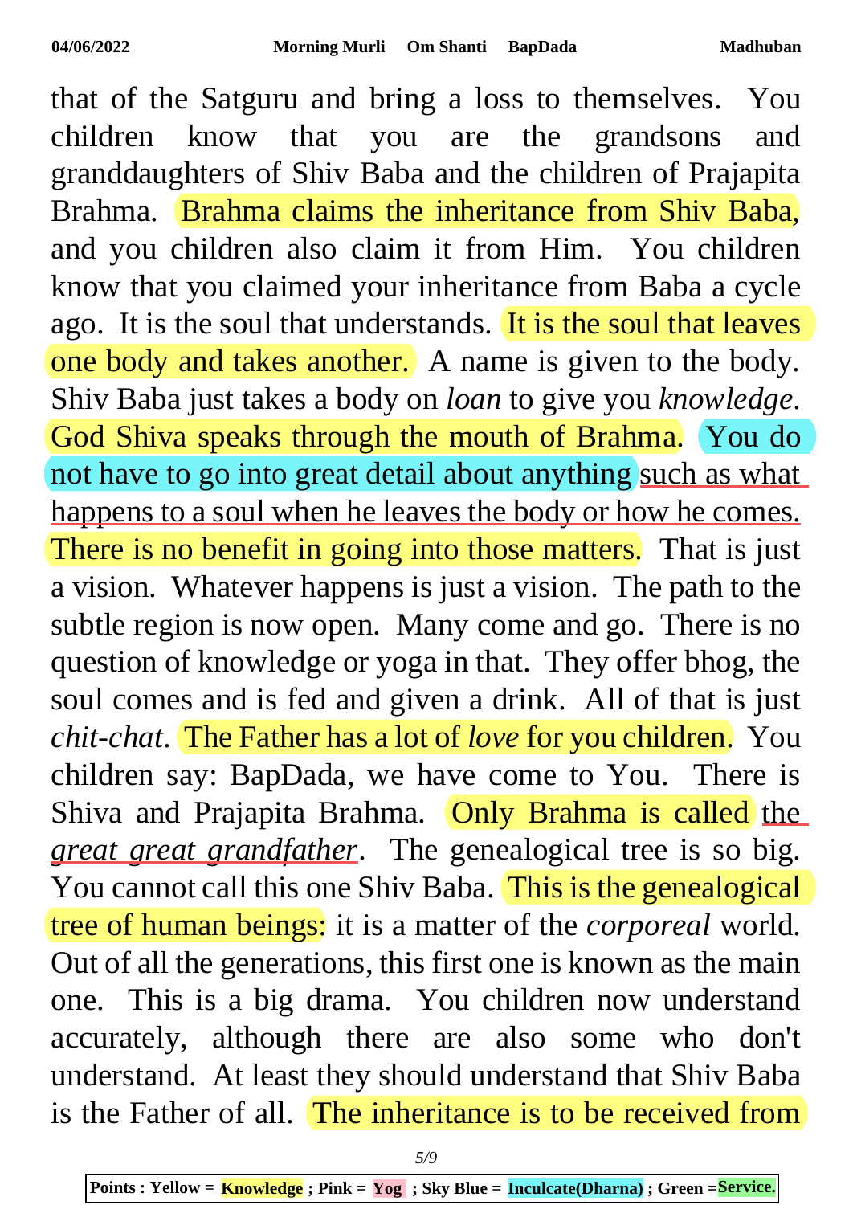that of the Satguru and bring a loss to themselves. You children know that you are the grandsons and granddaughters of Shiv Baba and the children of Prajapita Brahma. Brahma claims the inheritance from Shiv Baba, and you children also claim it from Him. You children know that you claimed your inheritance from Baba a cycle ago. It is the soul that understands. It is the soul that leaves one body and takes another. A name is given to the body. Shiv Baba just takes a body on *loan* to give you *knowledge*. God Shiva speaks through the mouth of Brahma. You do not have to go into great detail about anything such as what happens to a soul when he leaves the body or how he comes. There is no benefit in going into those matters. That is just a vision. Whatever happens is just a vision. The path to the subtle region is now open. Many come and go. There is no question of knowledge or yoga in that. They offer bhog, the soul comes and is fed and given a drink. All of that is just *chit-chat*. The Father has a lot of *love* for you children. You children say: BapDada, we have come to You. There is Shiva and Prajapita Brahma. Only Brahma is called the *great great grandfather*. The genealogical tree is so big. You cannot call this one Shiv Baba. This is the genealogical tree of human beings: it is a matter of the *corporeal* world. Out of all the generations, this first one is known as the main one. This is a big drama. You children now understand accurately, although there are also some who don't understand. At least they should understand that Shiv Baba is the Father of all. The inheritance is to be received from

**Points : Yellow = Knowledge ; Pink = Yog ; Sky Blue = Inculcate(Dharna) ; Green = Service.**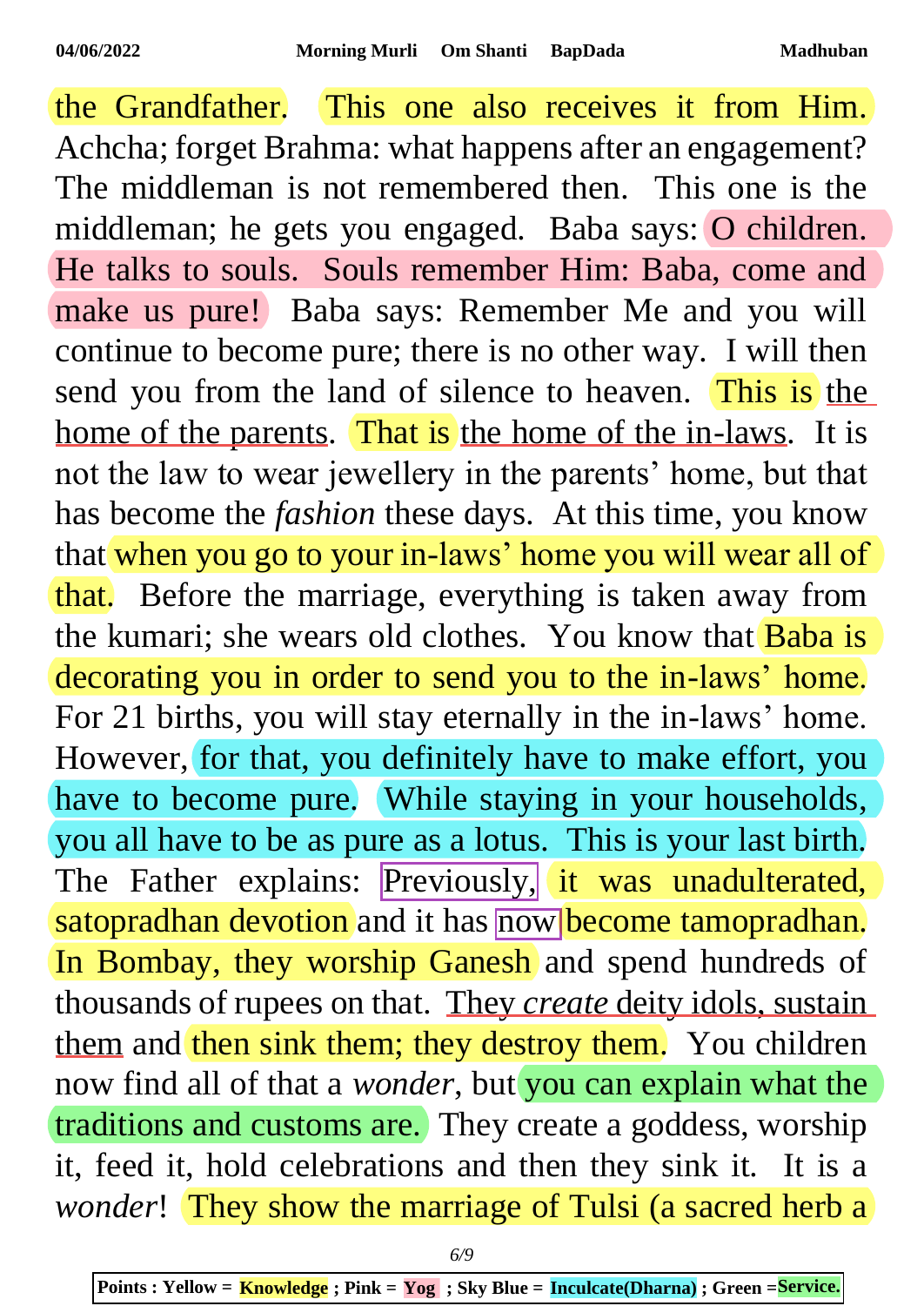the Grandfather. This one also receives it from Him. Achcha; forget Brahma: what happens after an engagement? The middleman is not remembered then. This one is the middleman; he gets you engaged. Baba says: O children. He talks to souls. Souls remember Him: Baba, come and make us pure! Baba says: Remember Me and you will continue to become pure; there is no other way. I will then send you from the land of silence to heaven. This is the home of the parents. That is the home of the in-laws. It is not the law to wear jewellery in the parents' home, but that has become the *fashion* these days. At this time, you know that when you go to your in-laws' home you will wear all of that. Before the marriage, everything is taken away from the kumari; she wears old clothes. You know that Baba is decorating you in order to send you to the in-laws' home. For 21 births, you will stay eternally in the in-laws' home. However, for that, you definitely have to make effort, you have to become pure. While staying in your households, you all have to be as pure as a lotus. This is your last birth. The Father explains: Previously, it was unadulterated, satopradhan devotion and it has now become tamopradhan. In Bombay, they worship Ganesh and spend hundreds of thousands of rupees on that. They *create* deity idols, sustain them and then sink them; they destroy them. You children now find all of that a *wonder*, but you can explain what the traditions and customs are. They create a goddess, worship it, feed it, hold celebrations and then they sink it. It is a *wonder*! They show the marriage of Tulsi (a sacred herb a

**Points : Yellow = Knowledge ; Pink = Yog ; Sky Blue = Inculcate(Dharna) ; Green = Service.**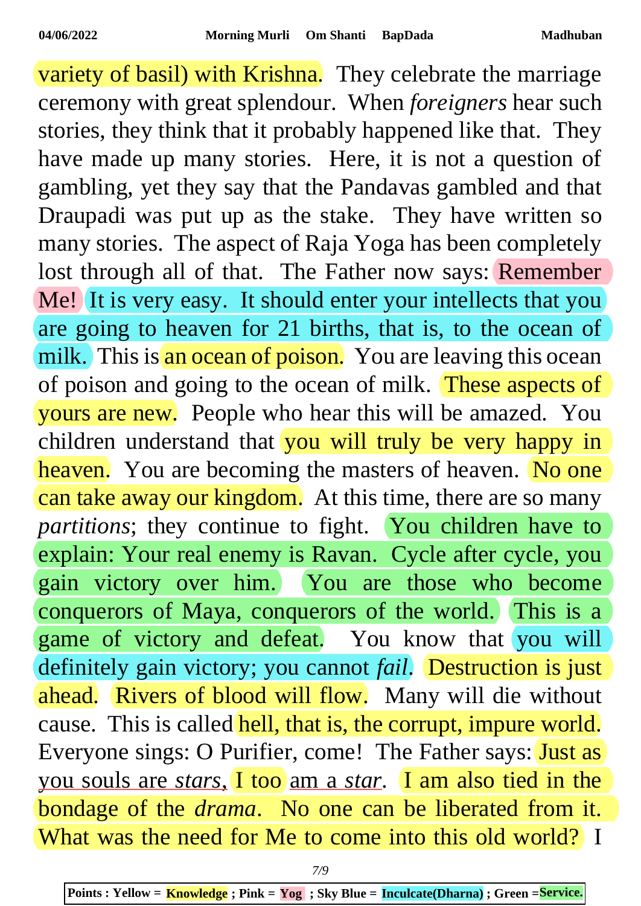variety of basil) with Krishna. They celebrate the marriage ceremony with great splendour. When *foreigners* hear such stories, they think that it probably happened like that. They have made up many stories. Here, it is not a question of gambling, yet they say that the Pandavas gambled and that Draupadi was put up as the stake. They have written so many stories. The aspect of Raja Yoga has been completely lost through all of that. The Father now says: Remember Me! It is very easy. It should enter your intellects that you are going to heaven for 21 births, that is, to the ocean of milk. This is an ocean of poison. You are leaving this ocean of poison and going to the ocean of milk. These aspects of yours are new. People who hear this will be amazed. You children understand that you will truly be very happy in heaven. You are becoming the masters of heaven. No one can take away our kingdom. At this time, there are so many *partitions*; they continue to fight. You children have to explain: Your real enemy is Ravan. Cycle after cycle, you gain victory over him. You are those who become conquerors of Maya, conquerors of the world. This is a game of victory and defeat. You know that you will definitely gain victory; you cannot *fail*. Destruction is just ahead. Rivers of blood will flow. Many will die without cause. This is called hell, that is, the corrupt, impure world. Everyone sings: O Purifier, come! The Father says: Just as you souls are *stars*, I too am a *star*. I am also tied in the bondage of the *drama*. No one can be liberated from it. What was the need for Me to come into this old world? I

**Points : Yellow = Knowledge ; Pink = Yog ; Sky Blue = Inculcate(Dharna) ; Green = Service.**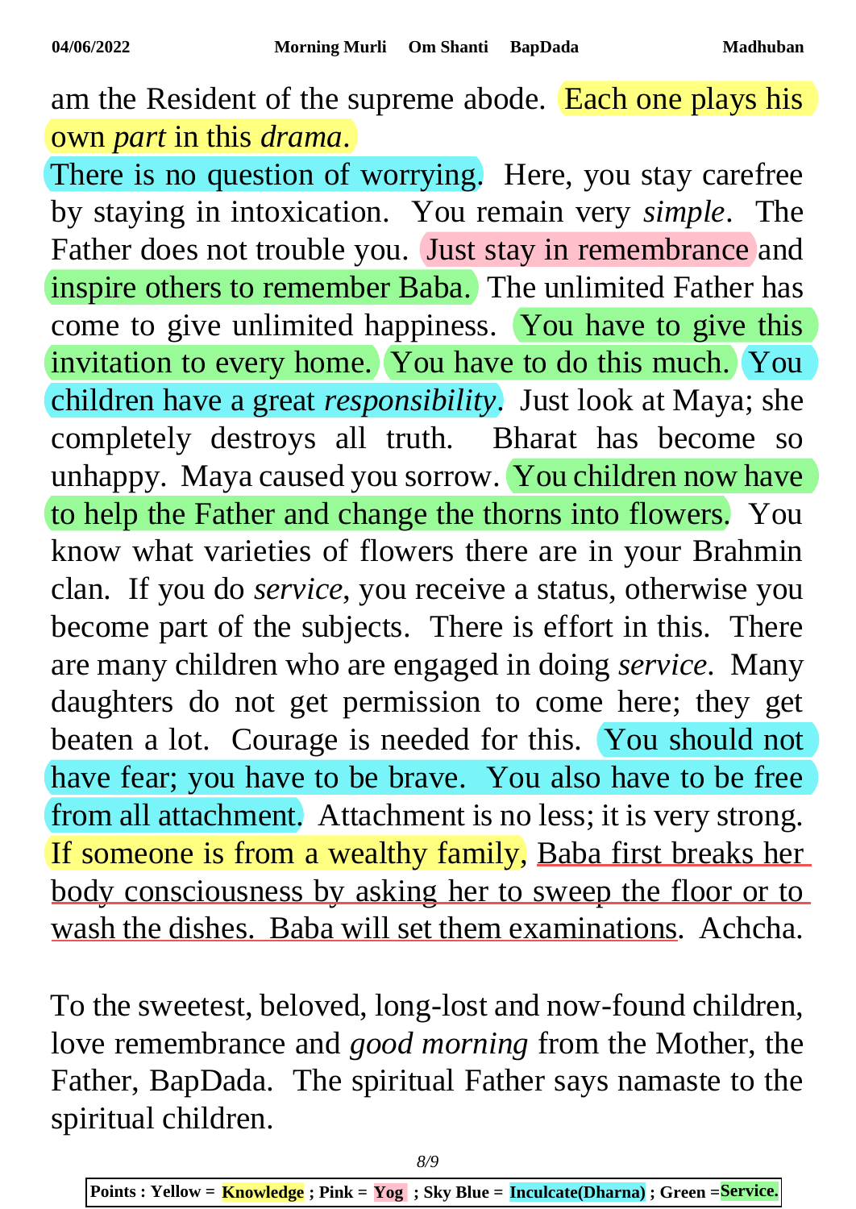am the Resident of the supreme abode. Each one plays his own *part* in this *drama*.

There is no question of worrying. Here, you stay carefree by staying in intoxication. You remain very *simple*. The Father does not trouble you. Just stay in remembrance and inspire others to remember Baba. The unlimited Father has come to give unlimited happiness. You have to give this invitation to every home. You have to do this much. You children have a great *responsibility*. Just look at Maya; she completely destroys all truth. Bharat has become so unhappy. Maya caused you sorrow. You children now have to help the Father and change the thorns into flowers. You know what varieties of flowers there are in your Brahmin clan. If you do *service*, you receive a status, otherwise you become part of the subjects. There is effort in this. There are many children who are engaged in doing *service*. Many daughters do not get permission to come here; they get beaten a lot. Courage is needed for this. You should not have fear; you have to be brave. You also have to be free from all attachment. Attachment is no less; it is very strong. If someone is from a wealthy family, Baba first breaks her body consciousness by asking her to sweep the floor or to wash the dishes. Baba will set them examinations. Achcha.

To the sweetest, beloved, long-lost and now-found children, love remembrance and *good morning* from the Mother, the Father, BapDada. The spiritual Father says namaste to the spiritual children.

**Points : Yellow = Knowledge ; Pink = Yog ; Sky Blue = Inculcate(Dharna) ; Green = Service.**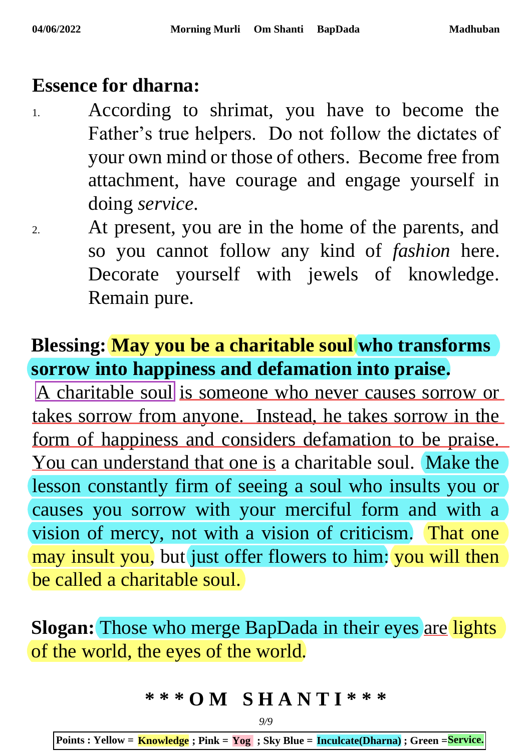## Essence for dharna:

1. According to shrimat, you have to become the Father's true helpers. Do not follow the dictates of your own mind or those of others. Become free from attachment, have courage and engage yourself in doing *service*.
2. At present, you are in the home of the parents, and so you cannot follow any kind of *fashion* here. Decorate yourself with jewels of knowledge. Remain pure.

**Blessing: May you be a charitable soul who transforms sorrow into happiness and defamation into praise.**

A charitable soul is someone who never causes sorrow or takes sorrow from anyone. Instead, he takes sorrow in the form of happiness and considers defamation to be praise. You can understand that one is a charitable soul. Make the lesson constantly firm of seeing a soul who insults you or causes you sorrow with your merciful form and with a vision of mercy, not with a vision of criticism. That one may insult you, but just offer flowers to him: you will then be called a charitable soul.

**Slogan:** Those who merge BapDada in their eyes are lights of the world, the eyes of the world.

**\* \* \* O M S H A N T I \* \* \***

**Points : Yellow = Knowledge ; Pink = Yog ; Sky Blue = Inculcate(Dharna) ; Green = Service.**